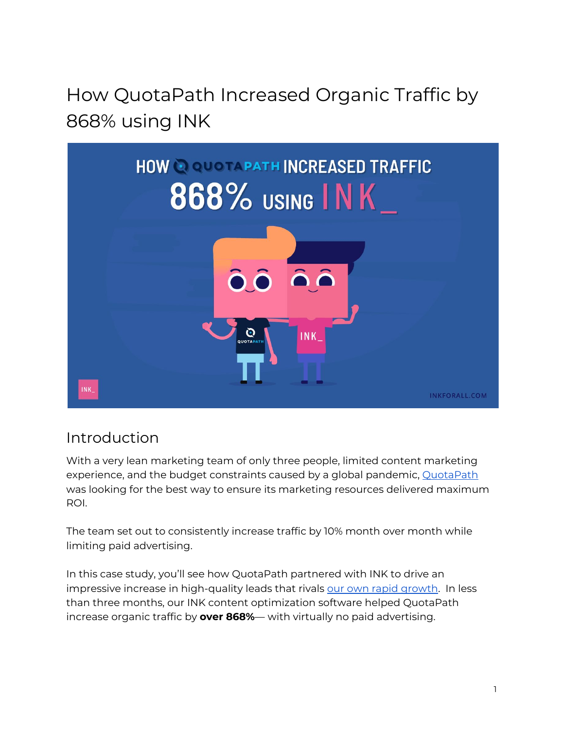# How QuotaPath Increased Organic Traffic by 868% using INK

## Introduction

With a very lean marketing team of only three people, limited content marketing experience, and the budget constraints caused by a global pandemic, QuotaPath was looking for the best way to ensure its marketing resources delivered maximum ROI.

The team set out to consistently increase traffic by 10% month over month while limiting paid advertising.

In this case study, you'll see how QuotaPath partnered with INK to drive an impressive increase in high-quality leads that rivals our own rapid growth. In less than three months, our INK content optimization software helped QuotaPath increase organic traffic by **over 868%**— with virtually no paid advertising.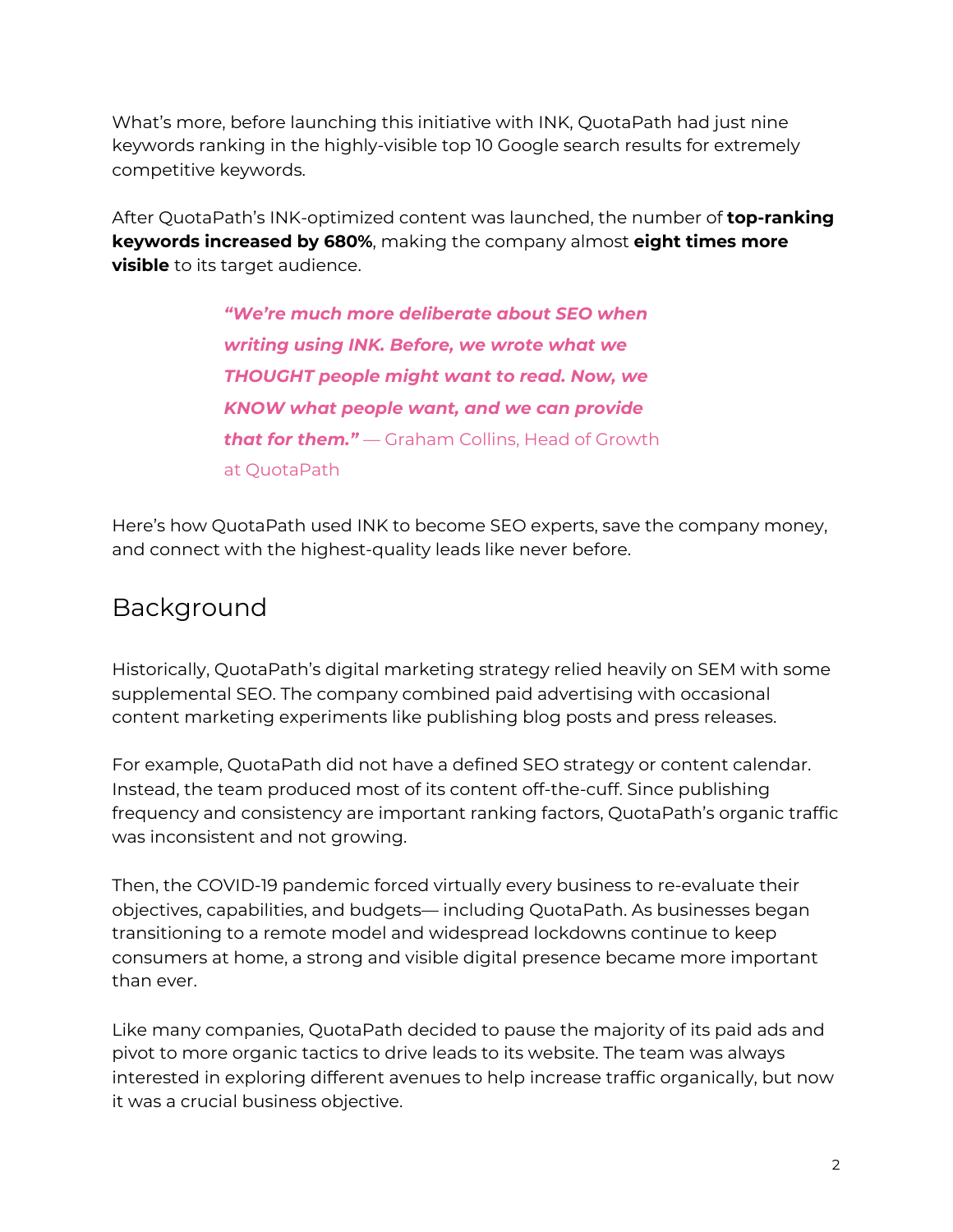What's more, before launching this initiative with INK, QuotaPath had just nine keywords ranking in the highly-visible top 10 Google search results for extremely competitive keywords.

After QuotaPath's INK-optimized content was launched, the number of **top-ranking keywords increased by 680%**, making the company almost **eight times more visible** to its target audience.

> ***"We're much more deliberate about SEO when writing using INK. Before, we wrote what we THOUGHT people might want to read. Now, we KNOW what people want, and we can provide that for them."*** — Graham Collins, Head of Growth at QuotaPath

Here's how QuotaPath used INK to become SEO experts, save the company money, and connect with the highest-quality leads like never before.

## Background

Historically, QuotaPath's digital marketing strategy relied heavily on SEM with some supplemental SEO. The company combined paid advertising with occasional content marketing experiments like publishing blog posts and press releases.

For example, QuotaPath did not have a defined SEO strategy or content calendar. Instead, the team produced most of its content off-the-cuff. Since publishing frequency and consistency are important ranking factors, QuotaPath's organic traffic was inconsistent and not growing.

Then, the COVID-19 pandemic forced virtually every business to re-evaluate their objectives, capabilities, and budgets— including QuotaPath. As businesses began transitioning to a remote model and widespread lockdowns continue to keep consumers at home, a strong and visible digital presence became more important than ever.

Like many companies, QuotaPath decided to pause the majority of its paid ads and pivot to more organic tactics to drive leads to its website. The team was always interested in exploring different avenues to help increase traffic organically, but now it was a crucial business objective.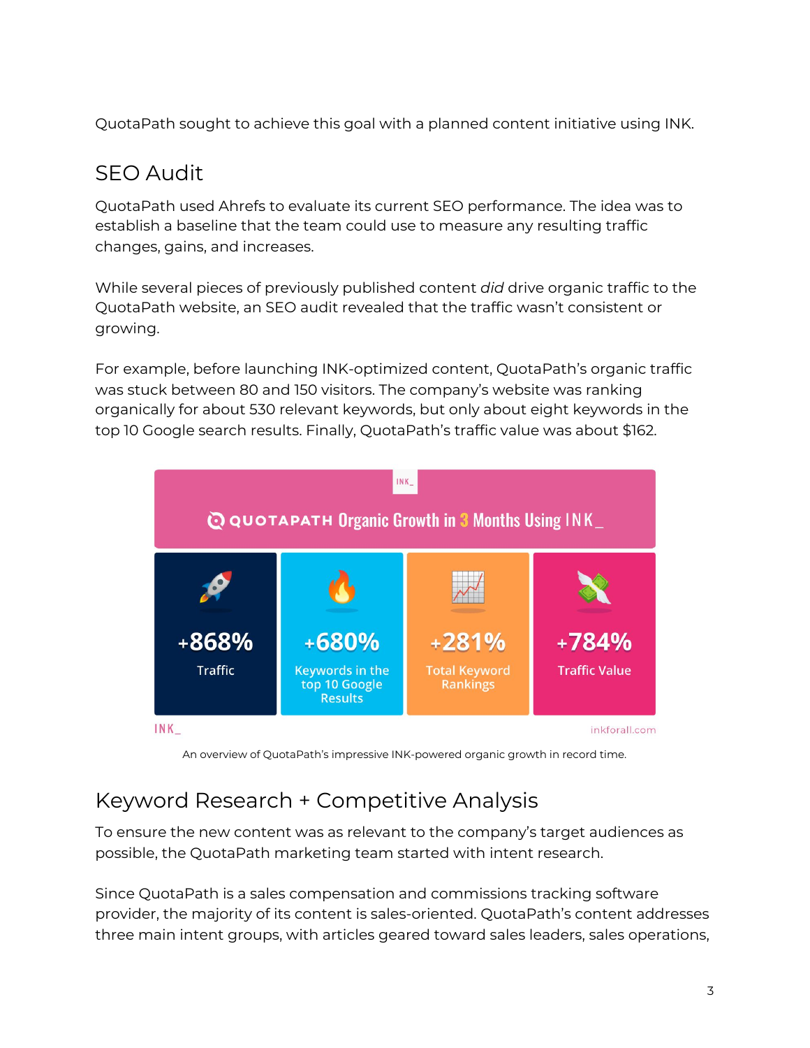QuotaPath sought to achieve this goal with a planned content initiative using INK.

## SEO Audit

QuotaPath used Ahrefs to evaluate its current SEO performance. The idea was to establish a baseline that the team could use to measure any resulting traffic changes, gains, and increases.

While several pieces of previously published content *did* drive organic traffic to the QuotaPath website, an SEO audit revealed that the traffic wasn't consistent or growing.

For example, before launching INK-optimized content, QuotaPath's organic traffic was stuck between 80 and 150 visitors. The company's website was ranking organically for about 530 relevant keywords, but only about eight keywords in the top 10 Google search results. Finally, QuotaPath's traffic value was about $162.

QUOTAPATH Organic Growth in 3 Months Using INK_

| +868% | +680% | +281% | +784% |
| --- | --- | --- | --- |
| Traffic | Keywords in the top 10 Google Results | Total Keyword Rankings | Traffic Value |

INK_ inkforall.com

An overview of QuotaPath's impressive INK-powered organic growth in record time.

## Keyword Research + Competitive Analysis

To ensure the new content was as relevant to the company's target audiences as possible, the QuotaPath marketing team started with intent research.

Since QuotaPath is a sales compensation and commissions tracking software provider, the majority of its content is sales-oriented. QuotaPath's content addresses three main intent groups, with articles geared toward sales leaders, sales operations,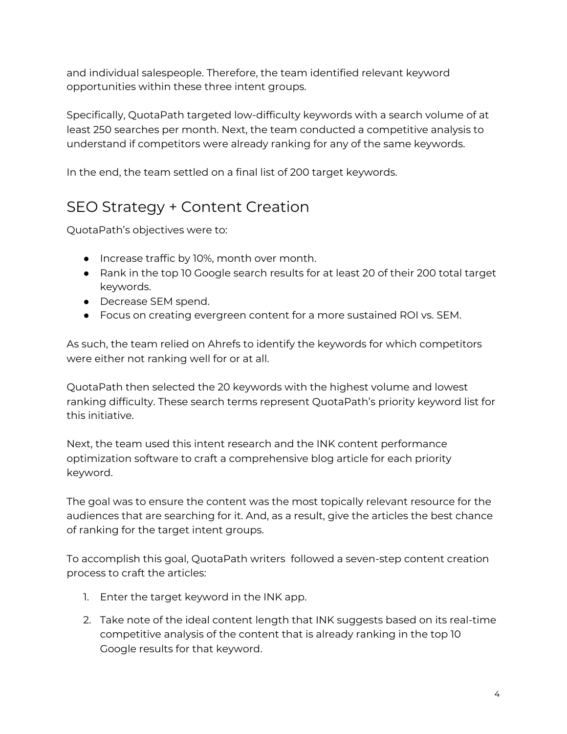and individual salespeople. Therefore, the team identified relevant keyword opportunities within these three intent groups.

Specifically, QuotaPath targeted low-difficulty keywords with a search volume of at least 250 searches per month. Next, the team conducted a competitive analysis to understand if competitors were already ranking for any of the same keywords.

In the end, the team settled on a final list of 200 target keywords.

## SEO Strategy + Content Creation

QuotaPath's objectives were to:

- Increase traffic by 10%, month over month.
- Rank in the top 10 Google search results for at least 20 of their 200 total target keywords.
- Decrease SEM spend.
- Focus on creating evergreen content for a more sustained ROI vs. SEM.

As such, the team relied on Ahrefs to identify the keywords for which competitors were either not ranking well for or at all.

QuotaPath then selected the 20 keywords with the highest volume and lowest ranking difficulty. These search terms represent QuotaPath's priority keyword list for this initiative.

Next, the team used this intent research and the INK content performance optimization software to craft a comprehensive blog article for each priority keyword.

The goal was to ensure the content was the most topically relevant resource for the audiences that are searching for it. And, as a result, give the articles the best chance of ranking for the target intent groups.

To accomplish this goal, QuotaPath writers followed a seven-step content creation process to craft the articles:

1. Enter the target keyword in the INK app.
2. Take note of the ideal content length that INK suggests based on its real-time competitive analysis of the content that is already ranking in the top 10 Google results for that keyword.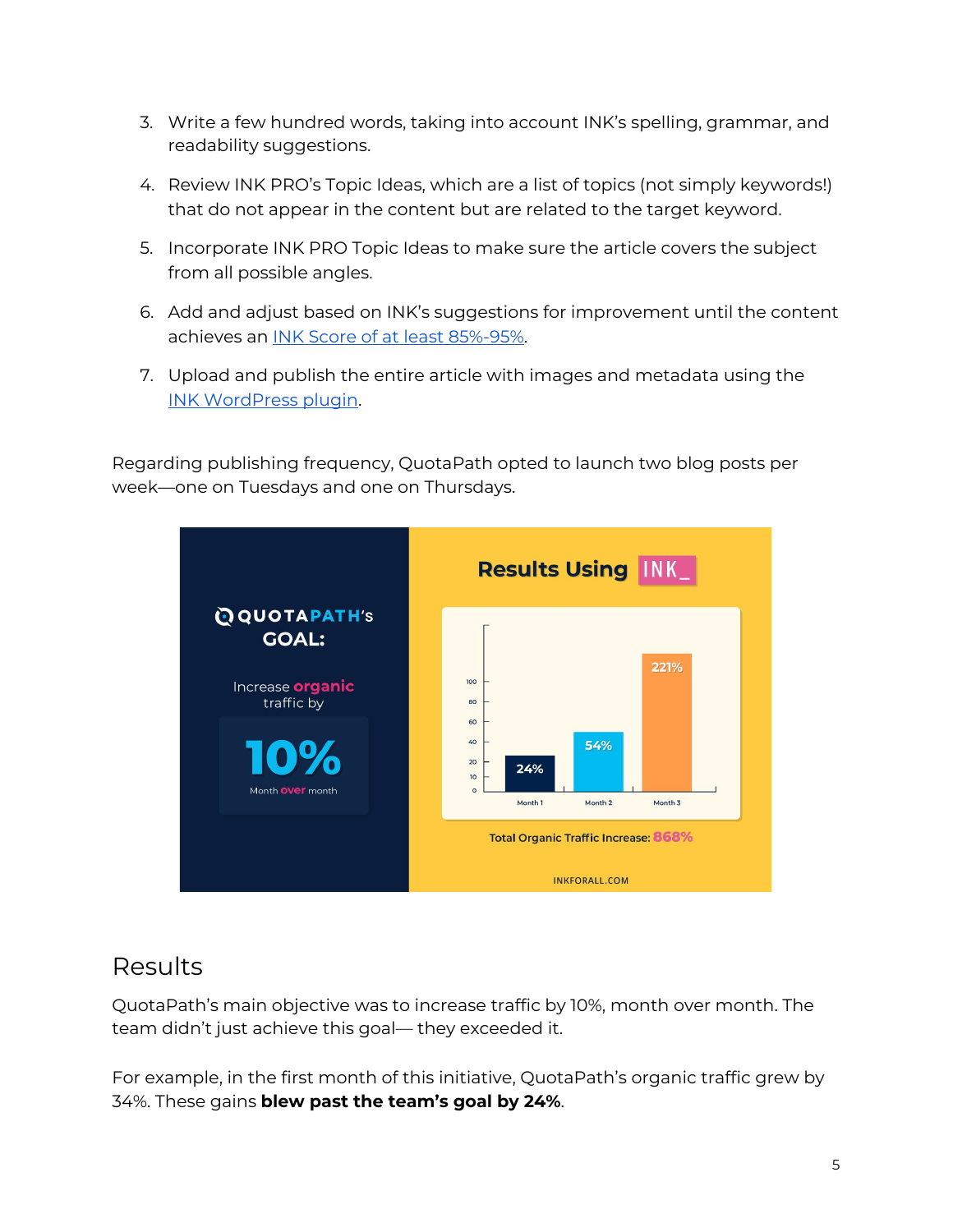3. Write a few hundred words, taking into account INK's spelling, grammar, and readability suggestions.
4. Review INK PRO's Topic Ideas, which are a list of topics (not simply keywords!) that do not appear in the content but are related to the target keyword.
5. Incorporate INK PRO Topic Ideas to make sure the article covers the subject from all possible angles.
6. Add and adjust based on INK's suggestions for improvement until the content achieves an INK Score of at least 85%-95%.
7. Upload and publish the entire article with images and metadata using the INK WordPress plugin.

Regarding publishing frequency, QuotaPath opted to launch two blog posts per week—one on Tuesdays and one on Thursdays.

**QUOTAPATH's GOAL:**

Increase **organic** traffic by

**10%**

Month **over** month

**Results Using INK_**

| | Month 1 | Month 2 | Month 3 |
| --- | --- | --- | --- |
| Organic traffic increase | 24% | 54% | 221% |

Total Organic Traffic Increase: **868%**

INKFORALL.COM

## Results

QuotaPath's main objective was to increase traffic by 10%, month over month. The team didn't just achieve this goal— they exceeded it.

For example, in the first month of this initiative, QuotaPath's organic traffic grew by 34%. These gains **blew past the team's goal by 24%**.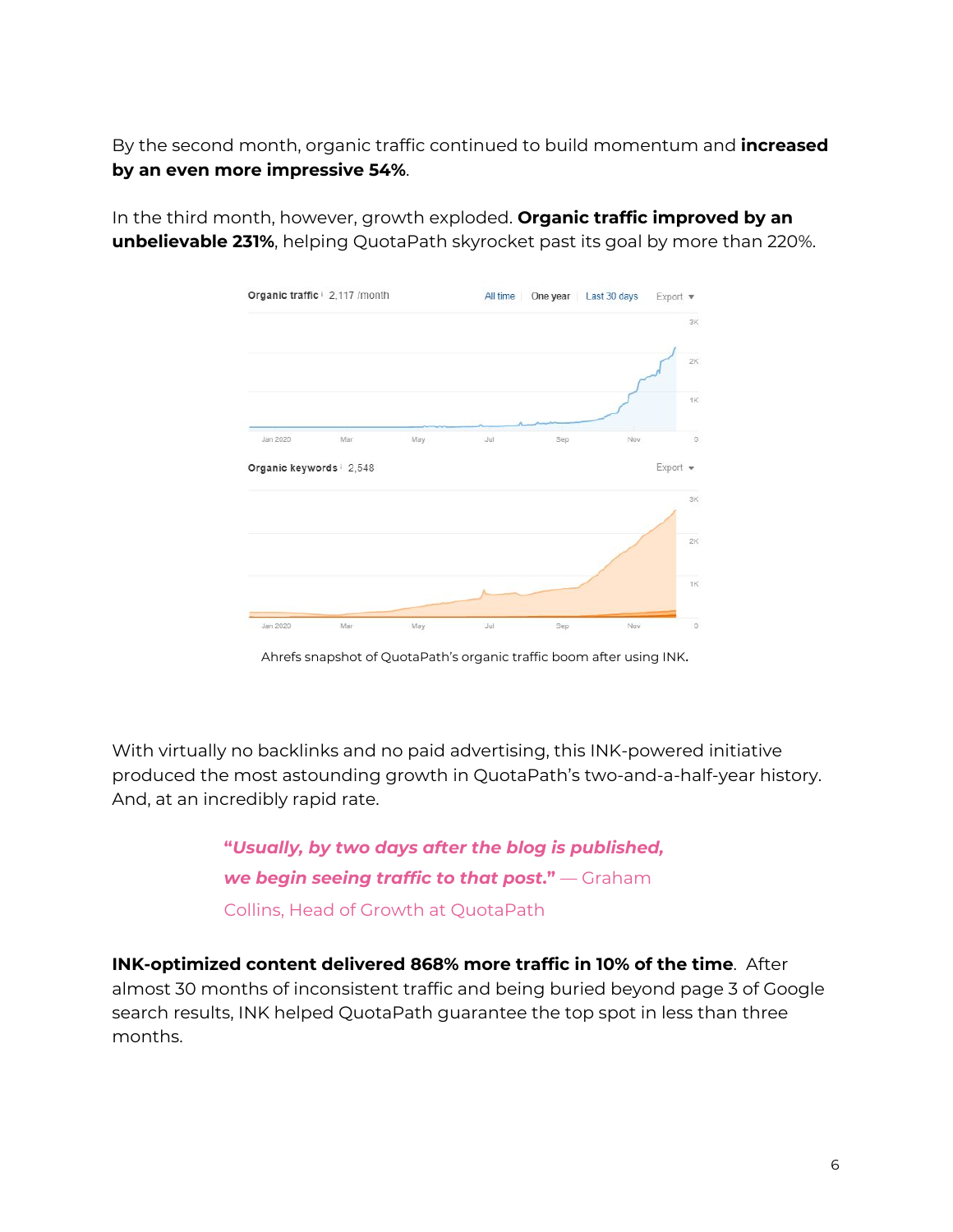By the second month, organic traffic continued to build momentum and **increased by an even more impressive 54%**.

In the third month, however, growth exploded. **Organic traffic improved by an unbelievable 231%**, helping QuotaPath skyrocket past its goal by more than 220%.

Ahrefs snapshot of QuotaPath's organic traffic boom after using INK.

With virtually no backlinks and no paid advertising, this INK-powered initiative produced the most astounding growth in QuotaPath's two-and-a-half-year history. And, at an incredibly rapid rate.

> ***"Usually, by two days after the blog is published, we begin seeing traffic to that post."*** — Graham Collins, Head of Growth at QuotaPath

**INK-optimized content delivered 868% more traffic in 10% of the time**. After almost 30 months of inconsistent traffic and being buried beyond page 3 of Google search results, INK helped QuotaPath guarantee the top spot in less than three months.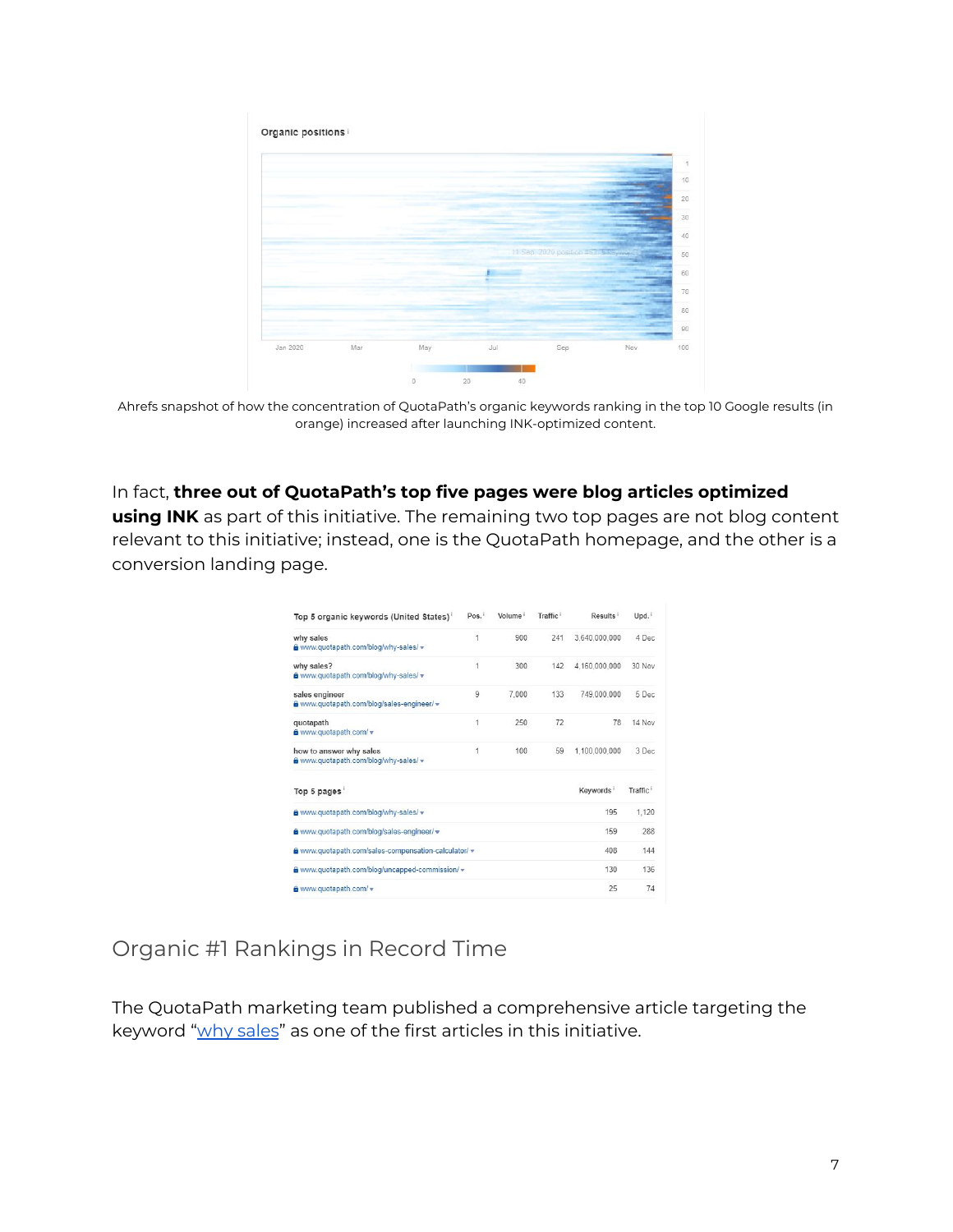Ahrefs snapshot of how the concentration of QuotaPath's organic keywords ranking in the top 10 Google results (in orange) increased after launching INK-optimized content.

In fact, **three out of QuotaPath's top five pages were blog articles optimized using INK** as part of this initiative. The remaining two top pages are not blog content relevant to this initiative; instead, one is the QuotaPath homepage, and the other is a conversion landing page.

| Top 5 organic keywords (United States) | Pos. | Volume | Traffic | Results | Upd. |
|---|---|---|---|---|---|
| why sales<br>www.quotapath.com/blog/why-sales/ | 1 | 900 | 241 | 3,640,000,000 | 4 Dec |
| why sales?<br>www.quotapath.com/blog/why-sales/ | 1 | 300 | 142 | 4,160,000,000 | 30 Nov |
| sales engineer<br>www.quotapath.com/blog/sales-engineer/ | 9 | 7,000 | 133 | 749,000,000 | 5 Dec |
| quotapath<br>www.quotapath.com/ | 1 | 250 | 72 | 78 | 14 Nov |
| how to answer why sales<br>www.quotapath.com/blog/why-sales/ | 1 | 100 | 59 | 1,100,000,000 | 3 Dec |

| Top 5 pages | Keywords | Traffic |
|---|---|---|
| www.quotapath.com/blog/why-sales/ | 195 | 1,120 |
| www.quotapath.com/blog/sales-engineer/ | 159 | 288 |
| www.quotapath.com/sales-compensation-calculator/ | 408 | 144 |
| www.quotapath.com/blog/uncapped-commission/ | 130 | 136 |
| www.quotapath.com/ | 25 | 74 |

## Organic #1 Rankings in Record Time

The QuotaPath marketing team published a comprehensive article targeting the keyword "why sales" as one of the first articles in this initiative.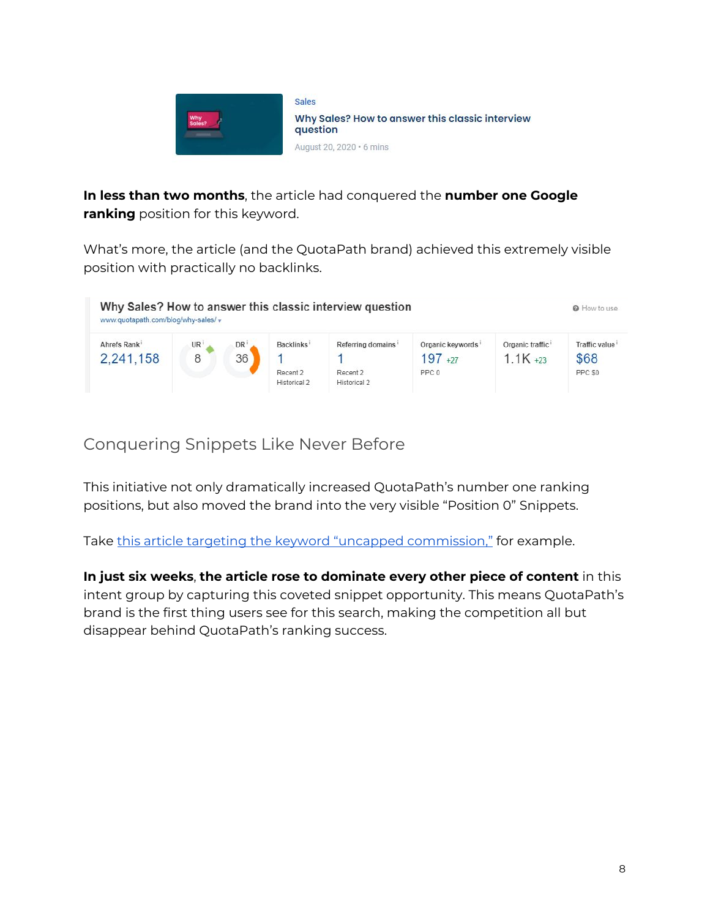Sales

**Why Sales? How to answer this classic interview question**

August 20, 2020 • 6 mins

**In less than two months**, the article had conquered the **number one Google ranking** position for this keyword.

What's more, the article (and the QuotaPath brand) achieved this extremely visible position with practically no backlinks.

**Why Sales? How to answer this classic interview question**
www.quotapath.com/blog/why-sales/

| Ahrefs Rank | UR | DR | Backlinks | Referring domains | Organic keywords | Organic traffic | Traffic value |
|---|---|---|---|---|---|---|---|
| 2,241,158 | 8 | 36 | 1<br>Recent 2<br>Historical 2 | 1<br>Recent 2<br>Historical 2 | 197 +27<br>PPC 0 | 1.1K +23 | $68<br>PPC $0 |

## Conquering Snippets Like Never Before

This initiative not only dramatically increased QuotaPath's number one ranking positions, but also moved the brand into the very visible "Position 0" Snippets.

Take [this article targeting the keyword "uncapped commission,"](#) for example.

**In just six weeks**, **the article rose to dominate every other piece of content** in this intent group by capturing this coveted snippet opportunity. This means QuotaPath's brand is the first thing users see for this search, making the competition all but disappear behind QuotaPath's ranking success.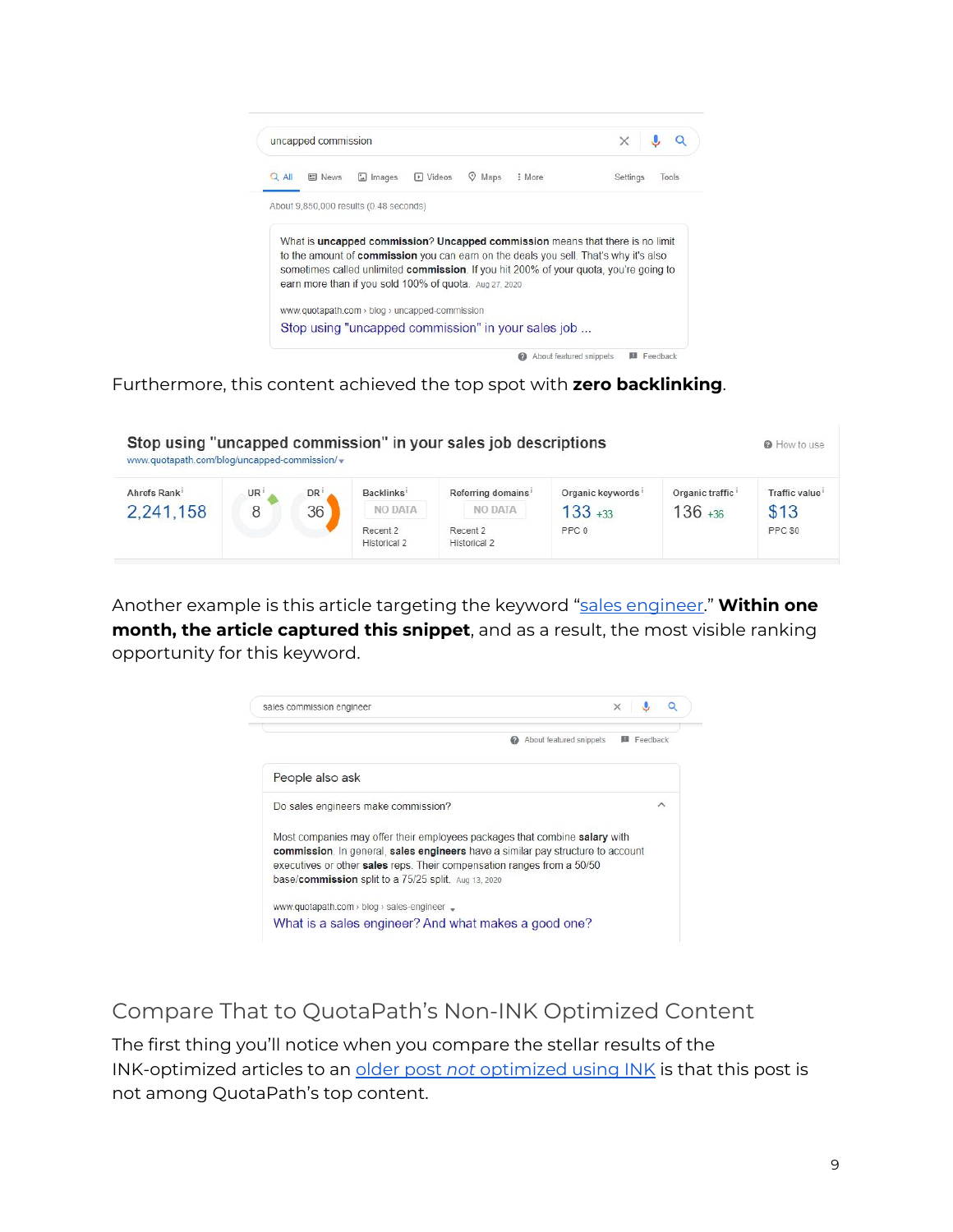uncapped commission

All | News | Images | Videos | Maps | More | Settings | Tools

About 9,850,000 results (0.48 seconds)

What is **uncapped commission**? **Uncapped commission** means that there is no limit to the amount of **commission** you can earn on the deals you sell. That's why it's also sometimes called unlimited **commission**. If you hit 200% of your quota, you're going to earn more than if you sold 100% of quota. Aug 27, 2020

www.quotapath.com › blog › uncapped-commission

Stop using "uncapped commission" in your sales job ...

About featured snippets | Feedback

Furthermore, this content achieved the top spot with **zero backlinking**.

**Stop using "uncapped commission" in your sales job descriptions**

www.quotapath.com/blog/uncapped-commission/

How to use

| Ahrefs Rank | UR | DR | Backlinks | Referring domains | Organic keywords | Organic traffic | Traffic value |
|---|---|---|---|---|---|---|---|
| 2,241,158 | 8 | 36 | NO DATA<br>Recent 2<br>Historical 2 | NO DATA<br>Recent 2<br>Historical 2 | 133 +33<br>PPC 0 | 136 +36 | $13<br>PPC $0 |

Another example is this article targeting the keyword "[sales engineer](https://www.quotapath.com/blog/sales-engineer/)." **Within one month, the article captured this snippet**, and as a result, the most visible ranking opportunity for this keyword.

sales commission engineer

About featured snippets | Feedback

People also ask

Do sales engineers make commission?

Most companies may offer their employees packages that combine **salary** with **commission**. In general, **sales engineers** have a similar pay structure to account executives or other **sales** reps. Their compensation ranges from a 50/50 base/**commission** split to a 75/25 split. Aug 13, 2020

www.quotapath.com › blog › sales-engineer

What is a sales engineer? And what makes a good one?

## Compare That to QuotaPath's Non-INK Optimized Content

The first thing you'll notice when you compare the stellar results of the INK-optimized articles to an [older post *not* optimized using INK]() is that this post is not among QuotaPath's top content.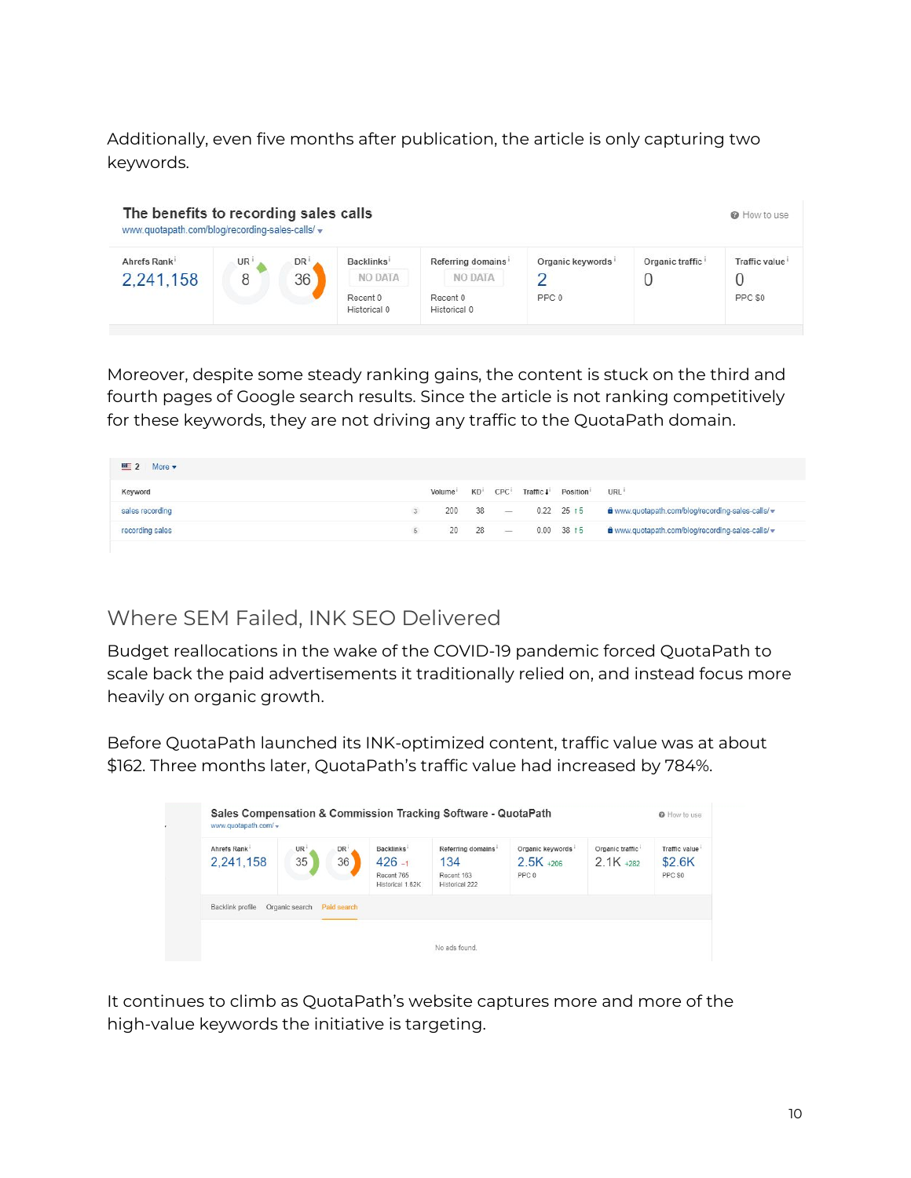Additionally, even five months after publication, the article is only capturing two keywords.

**The benefits to recording sales calls**
www.quotapath.com/blog/recording-sales-calls/

| Ahrefs Rank | UR | DR | Backlinks | Referring domains | Organic keywords | Organic traffic | Traffic value |
|---|---|---|---|---|---|---|---|
| 2,241,158 | 8 | 36 | NO DATA<br>Recent 0<br>Historical 0 | NO DATA<br>Recent 0<br>Historical 0 | 2<br>PPC 0 | 0 | 0<br>PPC $0 |

Moreover, despite some steady ranking gains, the content is stuck on the third and fourth pages of Google search results. Since the article is not ranking competitively for these keywords, they are not driving any traffic to the QuotaPath domain.

| Keyword | | Volume | KD | CPC | Traffic | Position | URL |
|---|---|---|---|---|---|---|---|
| sales recording | 3 | 200 | 38 | — | 0.22 | 25 ↑5 | www.quotapath.com/blog/recording-sales-calls/ |
| recording sales | 6 | 20 | 28 | — | 0.00 | 38 ↑5 | www.quotapath.com/blog/recording-sales-calls/ |

## Where SEM Failed, INK SEO Delivered

Budget reallocations in the wake of the COVID-19 pandemic forced QuotaPath to scale back the paid advertisements it traditionally relied on, and instead focus more heavily on organic growth.

Before QuotaPath launched its INK-optimized content, traffic value was at about $162. Three months later, QuotaPath's traffic value had increased by 784%.

**Sales Compensation & Commission Tracking Software - QuotaPath**
www.quotapath.com/

| Ahrefs Rank | UR | DR | Backlinks | Referring domains | Organic keywords | Organic traffic | Traffic value |
|---|---|---|---|---|---|---|---|
| 2,241,158 | 35 | 36 | 426 -1<br>Recent 765<br>Historical 1.62K | 134<br>Recent 163<br>Historical 222 | 2.5K +206<br>PPC 0 | 2.1K +282 | $2.6K<br>PPC $0 |

Backlink profile | Organic search | Paid search

No ads found.

It continues to climb as QuotaPath's website captures more and more of the high-value keywords the initiative is targeting.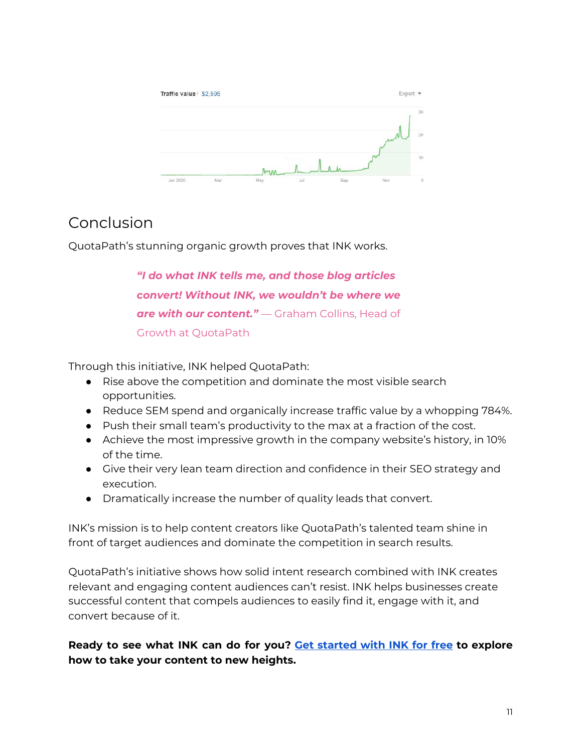Traffic value $2,595

Export

3K

2K

1K

0

Jan 2020

Mar

May

Jul

Sep

Nov

## Conclusion

QuotaPath's stunning organic growth proves that INK works.

> ***"I do what INK tells me, and those blog articles convert! Without INK, we wouldn't be where we are with our content."*** — Graham Collins, Head of Growth at QuotaPath

Through this initiative, INK helped QuotaPath:

- Rise above the competition and dominate the most visible search opportunities.
- Reduce SEM spend and organically increase traffic value by a whopping 784%.
- Push their small team's productivity to the max at a fraction of the cost.
- Achieve the most impressive growth in the company website's history, in 10% of the time.
- Give their very lean team direction and confidence in their SEO strategy and execution.
- Dramatically increase the number of quality leads that convert.

INK's mission is to help content creators like QuotaPath's talented team shine in front of target audiences and dominate the competition in search results.

QuotaPath's initiative shows how solid intent research combined with INK creates relevant and engaging content audiences can't resist. INK helps businesses create successful content that compels audiences to easily find it, engage with it, and convert because of it.

**Ready to see what INK can do for you? Get started with INK for free to explore how to take your content to new heights.**